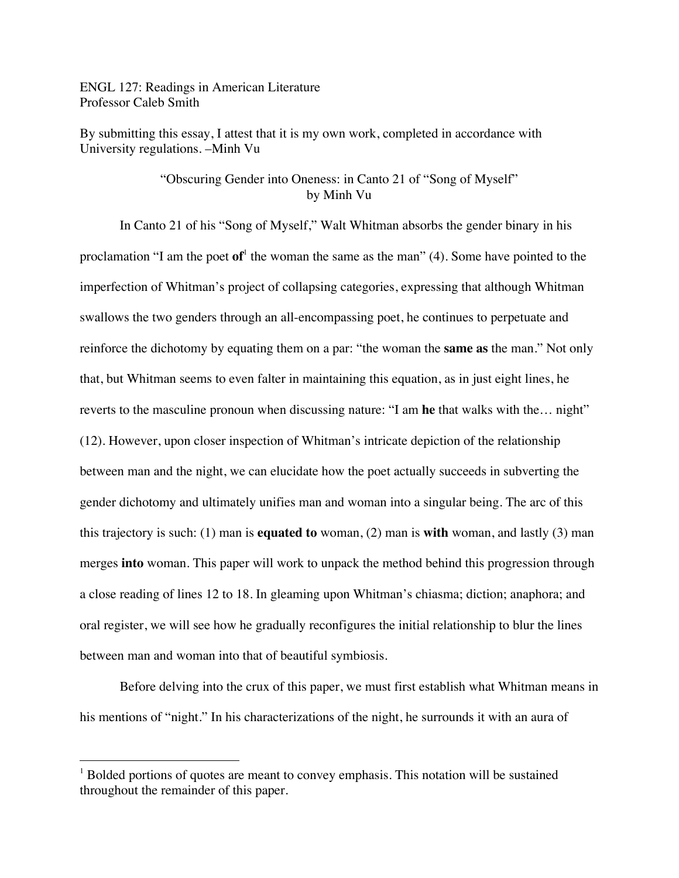ENGL 127: Readings in American Literature
Professor Caleb Smith

By submitting this essay, I attest that it is my own work, completed in accordance with University regulations. –Minh Vu

"Obscuring Gender into Oneness: in Canto 21 of "Song of Myself"
by Minh Vu

In Canto 21 of his "Song of Myself," Walt Whitman absorbs the gender binary in his proclamation "I am the poet **of**[1] the woman the same as the man" (4). Some have pointed to the imperfection of Whitman's project of collapsing categories, expressing that although Whitman swallows the two genders through an all-encompassing poet, he continues to perpetuate and reinforce the dichotomy by equating them on a par: "the woman the **same as** the man." Not only that, but Whitman seems to even falter in maintaining this equation, as in just eight lines, he reverts to the masculine pronoun when discussing nature: "I am **he** that walks with the… night" (12). However, upon closer inspection of Whitman's intricate depiction of the relationship between man and the night, we can elucidate how the poet actually succeeds in subverting the gender dichotomy and ultimately unifies man and woman into a singular being. The arc of this this trajectory is such: (1) man is **equated to** woman, (2) man is **with** woman, and lastly (3) man merges **into** woman. This paper will work to unpack the method behind this progression through a close reading of lines 12 to 18. In gleaming upon Whitman's chiasma; diction; anaphora; and oral register, we will see how he gradually reconfigures the initial relationship to blur the lines between man and woman into that of beautiful symbiosis.

Before delving into the crux of this paper, we must first establish what Whitman means in his mentions of "night." In his characterizations of the night, he surrounds it with an aura of

[1] Bolded portions of quotes are meant to convey emphasis. This notation will be sustained throughout the remainder of this paper.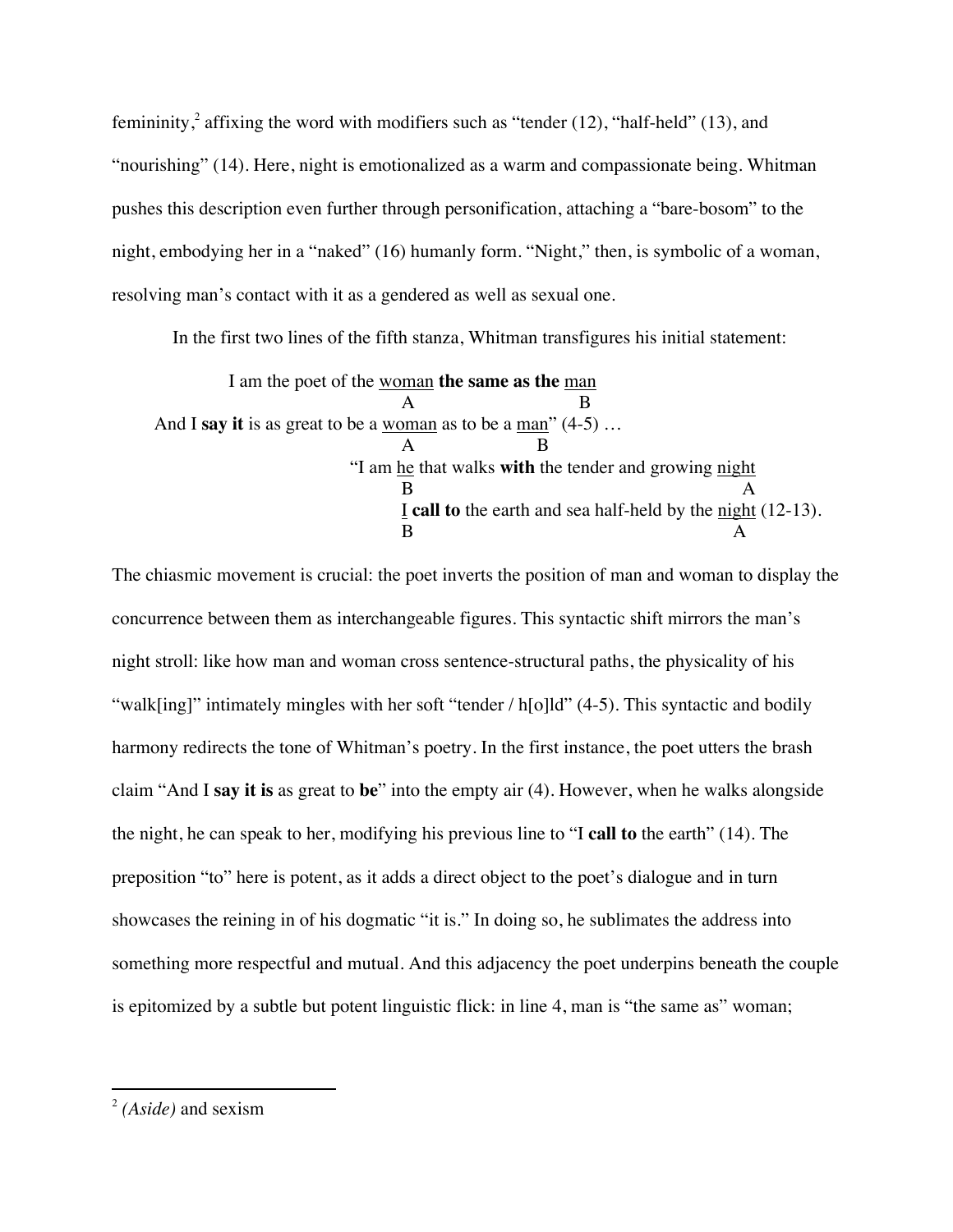femininity,[2] affixing the word with modifiers such as "tender (12), "half-held" (13), and "nourishing" (14). Here, night is emotionalized as a warm and compassionate being. Whitman pushes this description even further through personification, attaching a "bare-bosom" to the night, embodying her in a "naked" (16) humanly form. "Night," then, is symbolic of a woman, resolving man's contact with it as a gendered as well as sexual one.

In the first two lines of the fifth stanza, Whitman transfigures his initial statement:

```
            I am the poet of the woman the same as the man
                                   A                   B
    And I say it is as great to be a woman as to be a man" (4-5) …
                                   A           B
                        "I am he that walks with the tender and growing night
                              B                                         A
                              I call to the earth and sea half-held by the night (12-13).
                              B                                        A
```

The chiasmic movement is crucial: the poet inverts the position of man and woman to display the concurrence between them as interchangeable figures. This syntactic shift mirrors the man's night stroll: like how man and woman cross sentence-structural paths, the physicality of his "walk[ing]" intimately mingles with her soft "tender / h[o]ld" (4-5). This syntactic and bodily harmony redirects the tone of Whitman's poetry. In the first instance, the poet utters the brash claim "And I **say it is** as great to **be**" into the empty air (4). However, when he walks alongside the night, he can speak to her, modifying his previous line to "I **call to** the earth" (14). The preposition "to" here is potent, as it adds a direct object to the poet's dialogue and in turn showcases the reining in of his dogmatic "it is." In doing so, he sublimates the address into something more respectful and mutual. And this adjacency the poet underpins beneath the couple is epitomized by a subtle but potent linguistic flick: in line 4, man is "the same as" woman;

---

[2] *(Aside)* and sexism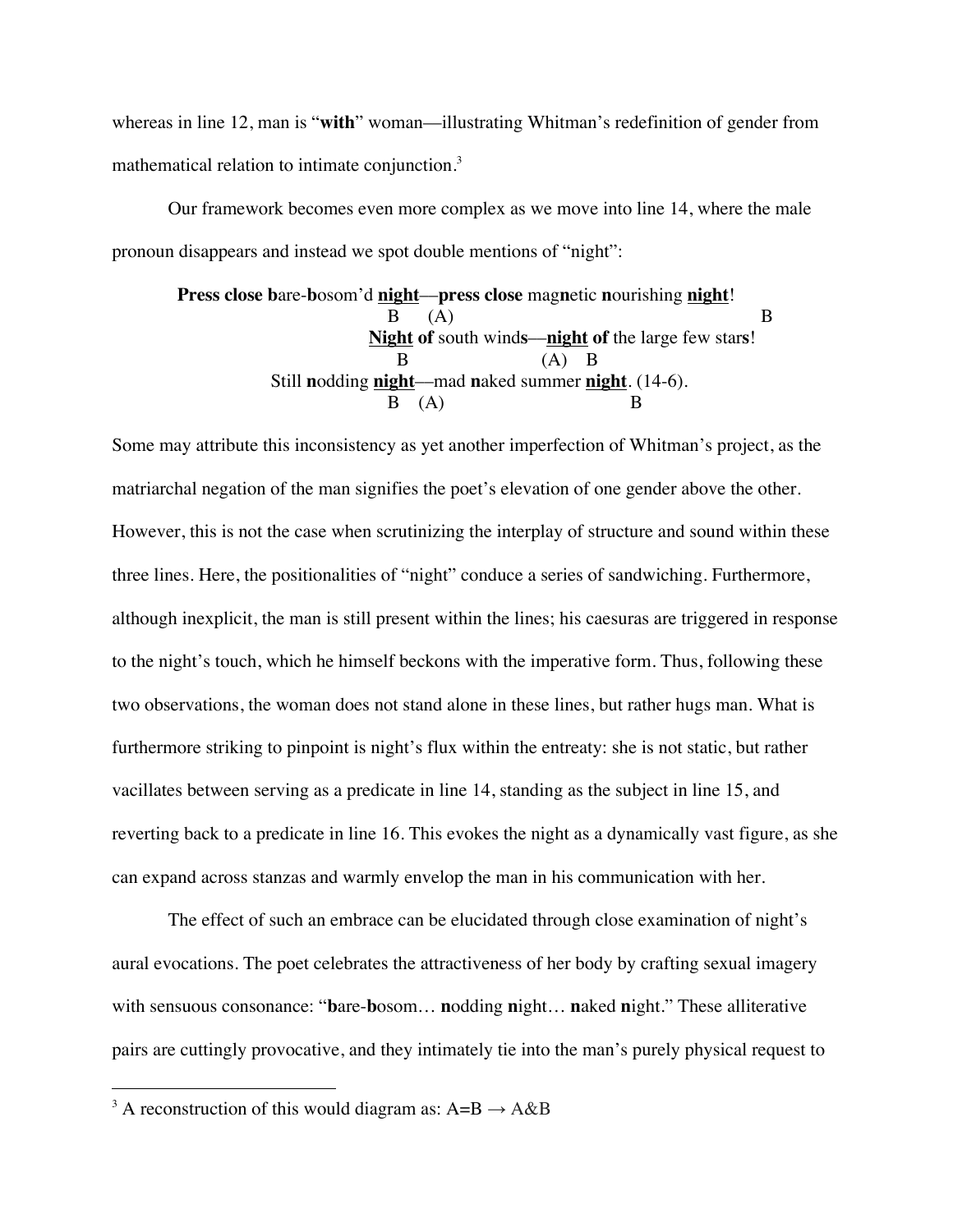whereas in line 12, man is "**with**" woman—illustrating Whitman's redefinition of gender from mathematical relation to intimate conjunction.[3]

Our framework becomes even more complex as we move into line 14, where the male pronoun disappears and instead we spot double mentions of "night":

> **Press close b**are-**b**osom'd **<u>night</u>**—**press close** mag**n**etic **n**ourishing **<u>night</u>**!
> B (A) B
> **<u>Night</u> of** south wind**s**—**<u>night</u> of** the large few star**s**!
> B (A) B
> Still **n**odding **<u>night</u>**—mad **n**aked summer **<u>night</u>**. (14-6).
> B (A) B

Some may attribute this inconsistency as yet another imperfection of Whitman's project, as the matriarchal negation of the man signifies the poet's elevation of one gender above the other. However, this is not the case when scrutinizing the interplay of structure and sound within these three lines. Here, the positionalities of "night" conduce a series of sandwiching. Furthermore, although inexplicit, the man is still present within the lines; his caesuras are triggered in response to the night's touch, which he himself beckons with the imperative form. Thus, following these two observations, the woman does not stand alone in these lines, but rather hugs man. What is furthermore striking to pinpoint is night's flux within the entreaty: she is not static, but rather vacillates between serving as a predicate in line 14, standing as the subject in line 15, and reverting back to a predicate in line 16. This evokes the night as a dynamically vast figure, as she can expand across stanzas and warmly envelop the man in his communication with her.

The effect of such an embrace can be elucidated through close examination of night's aural evocations. The poet celebrates the attractiveness of her body by crafting sexual imagery with sensuous consonance: "**b**are-**b**osom… **n**odding **n**ight… **n**aked **n**ight." These alliterative pairs are cuttingly provocative, and they intimately tie into the man's purely physical request to

---

[3] A reconstruction of this would diagram as: $A=B \rightarrow A\&B$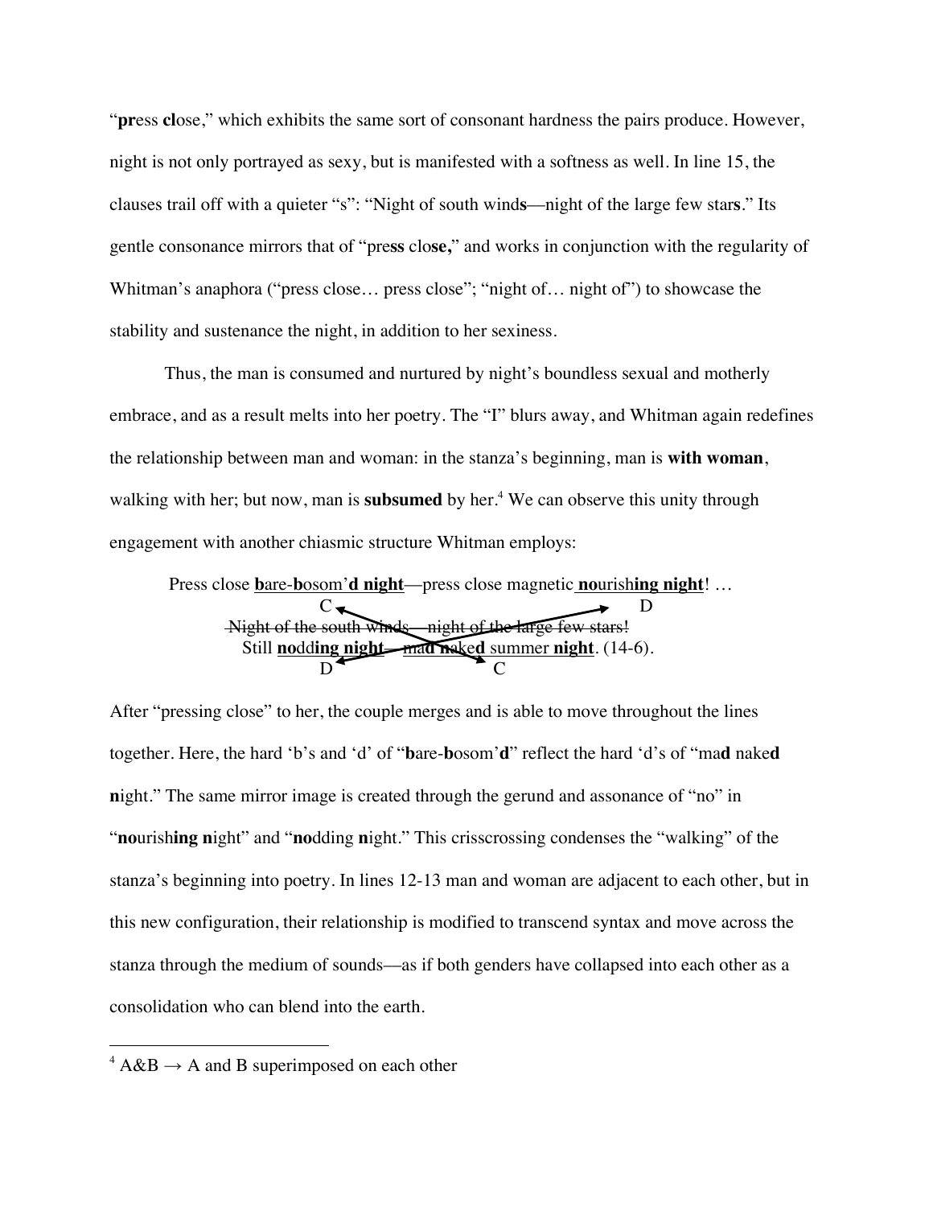"**pr**ess **cl**ose," which exhibits the same sort of consonant hardness the pairs produce. However, night is not only portrayed as sexy, but is manifested with a softness as well. In line 15, the clauses trail off with a quieter "s": "Night of south wind**s**—night of the large few star**s**." Its gentle consonance mirrors that of "pre**ss** clo**se,**" and works in conjunction with the regularity of Whitman's anaphora ("press close… press close"; "night of… night of") to showcase the stability and sustenance the night, in addition to her sexiness.

Thus, the man is consumed and nurtured by night's boundless sexual and motherly embrace, and as a result melts into her poetry. The "I" blurs away, and Whitman again redefines the relationship between man and woman: in the stanza's beginning, man is **with woman**, walking with her; but now, man is **subsumed** by her.[4] We can observe this unity through engagement with another chiasmic structure Whitman employs:

> Press close <u>**b**are-**b**osom'**d night**</u>—press close magnetic <u>**no**urish**ing night**</u>! …
> C D
> ~~Night of the south winds—night of the large few stars!~~
> Still <u>**no**dd**ing night**</u>—<u>ma**d n**ake**d** summer **night**</u>. (14-6).
> D C

After "pressing close" to her, the couple merges and is able to move throughout the lines together. Here, the hard 'b's and 'd' of "**b**are-**b**osom'**d**" reflect the hard 'd's of "ma**d** nake**d n**ight." The same mirror image is created through the gerund and assonance of "no" in "**no**urish**ing n**ight" and "**no**dding **n**ight." This crisscrossing condenses the "walking" of the stanza's beginning into poetry. In lines 12-13 man and woman are adjacent to each other, but in this new configuration, their relationship is modified to transcend syntax and move across the stanza through the medium of sounds—as if both genders have collapsed into each other as a consolidation who can blend into the earth.

---

[4] A&B → A and B superimposed on each other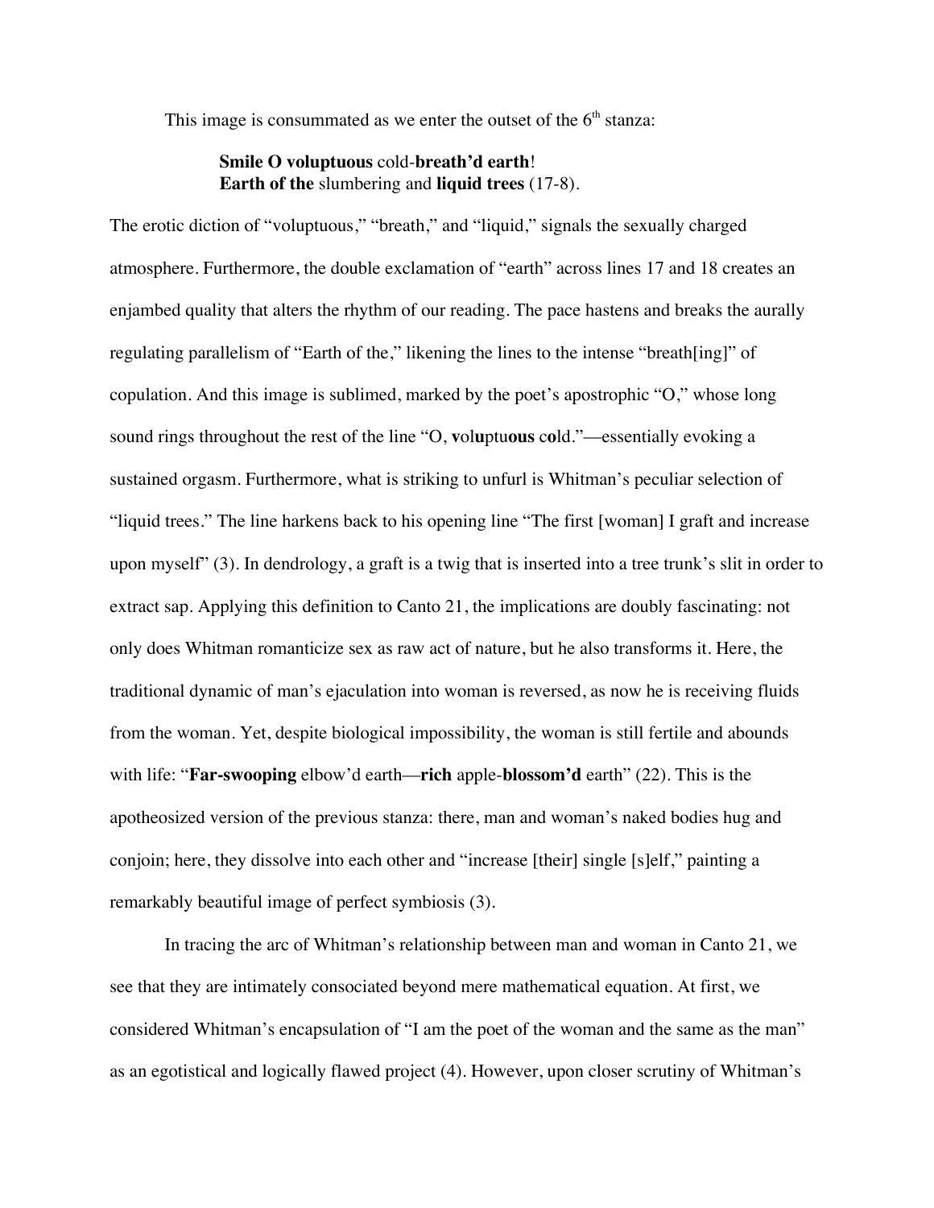This image is consummated as we enter the outset of the 6th stanza:

> **Smile O voluptuous** cold-**breath'd earth**!
> **Earth of the** slumbering and **liquid trees** (17-8).

The erotic diction of "voluptuous," "breath," and "liquid," signals the sexually charged atmosphere. Furthermore, the double exclamation of "earth" across lines 17 and 18 creates an enjambed quality that alters the rhythm of our reading. The pace hastens and breaks the aurally regulating parallelism of "Earth of the," likening the lines to the intense "breath[ing]" of copulation. And this image is sublimed, marked by the poet's apostrophic "O," whose long sound rings throughout the rest of the line "O, **v**o**l**u**p**tu**ous** c**o**ld."—essentially evoking a sustained orgasm. Furthermore, what is striking to unfurl is Whitman's peculiar selection of "liquid trees." The line harkens back to his opening line "The first [woman] I graft and increase upon myself" (3). In dendrology, a graft is a twig that is inserted into a tree trunk's slit in order to extract sap. Applying this definition to Canto 21, the implications are doubly fascinating: not only does Whitman romanticize sex as raw act of nature, but he also transforms it. Here, the traditional dynamic of man's ejaculation into woman is reversed, as now he is receiving fluids from the woman. Yet, despite biological impossibility, the woman is still fertile and abounds with life: "**Far-swooping** elbow'd earth—**rich** apple-**blossom'd** earth" (22). This is the apotheosized version of the previous stanza: there, man and woman's naked bodies hug and conjoin; here, they dissolve into each other and "increase [their] single [s]elf," painting a remarkably beautiful image of perfect symbiosis (3).

In tracing the arc of Whitman's relationship between man and woman in Canto 21, we see that they are intimately consociated beyond mere mathematical equation. At first, we considered Whitman's encapsulation of "I am the poet of the woman and the same as the man" as an egotistical and logically flawed project (4). However, upon closer scrutiny of Whitman's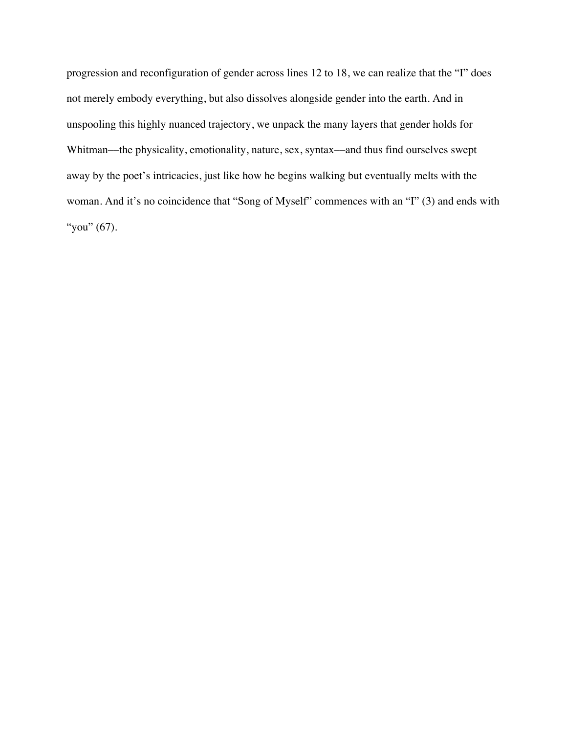progression and reconfiguration of gender across lines 12 to 18, we can realize that the "I" does not merely embody everything, but also dissolves alongside gender into the earth. And in unspooling this highly nuanced trajectory, we unpack the many layers that gender holds for Whitman—the physicality, emotionality, nature, sex, syntax—and thus find ourselves swept away by the poet's intricacies, just like how he begins walking but eventually melts with the woman. And it's no coincidence that "Song of Myself" commences with an "I" (3) and ends with "you" (67).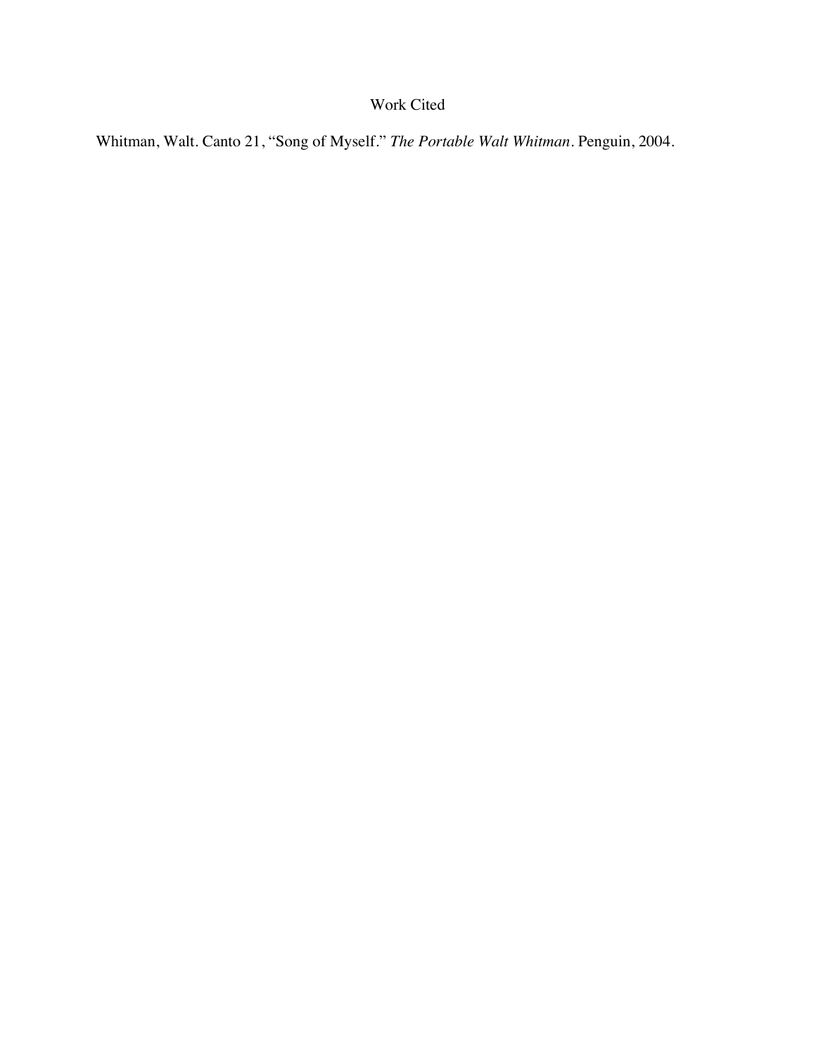# Work Cited

Whitman, Walt. Canto 21, "Song of Myself." *The Portable Walt Whitman*. Penguin, 2004.